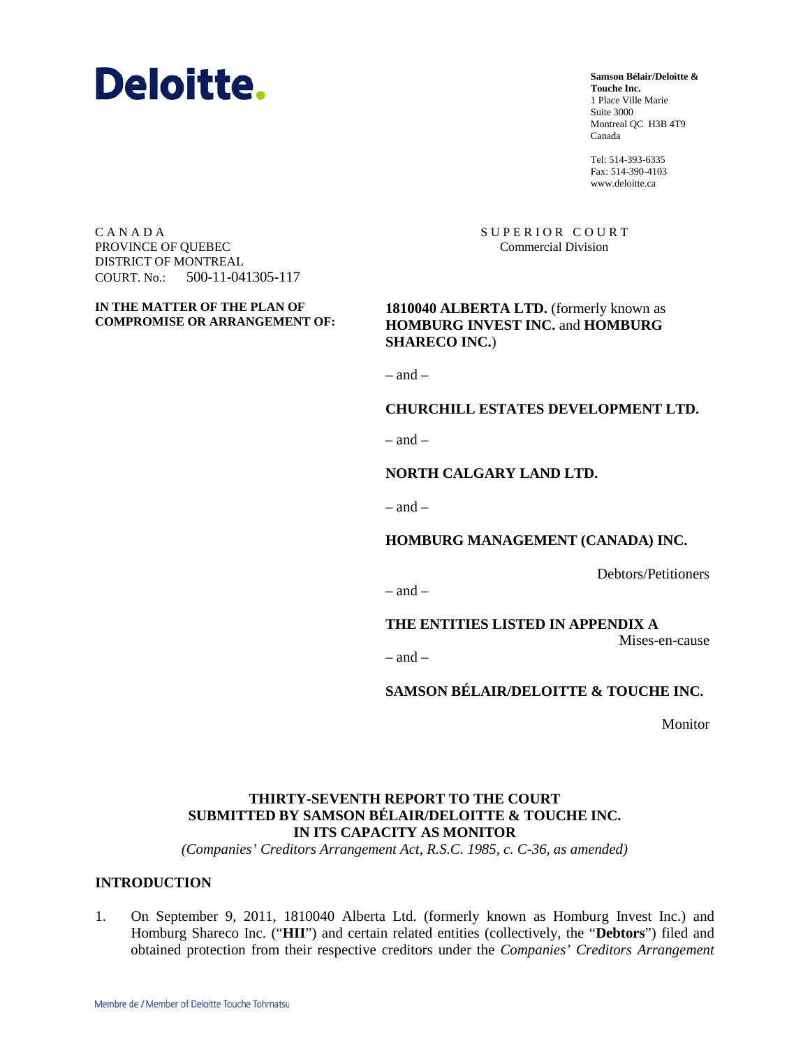**Deloitte.**

**Samson Bélair/Deloitte & Touche Inc.**
1 Place Ville Marie
Suite 3000
Montreal QC H3B 4T9
Canada

Tel: 514-393-6335
Fax: 514-390-4103
www.deloitte.ca

C A N A D A
PROVINCE OF QUEBEC
DISTRICT OF MONTREAL
COURT. No.: 500-11-041305-117

S U P E R I O R C O U R T
Commercial Division

**IN THE MATTER OF THE PLAN OF COMPROMISE OR ARRANGEMENT OF:**

**1810040 ALBERTA LTD.** (formerly known as **HOMBURG INVEST INC.** and **HOMBURG SHARECO INC.**)

– and –

**CHURCHILL ESTATES DEVELOPMENT LTD.**

– and –

**NORTH CALGARY LAND LTD.**

– and –

**HOMBURG MANAGEMENT (CANADA) INC.**

Debtors/Petitioners

– and –

**THE ENTITIES LISTED IN APPENDIX A**

Mises-en-cause

– and –

**SAMSON BÉLAIR/DELOITTE & TOUCHE INC.**

Monitor

**THIRTY-SEVENTH REPORT TO THE COURT**
**SUBMITTED BY SAMSON BÉLAIR/DELOITTE & TOUCHE INC.**
**IN ITS CAPACITY AS MONITOR**
*(Companies' Creditors Arrangement Act, R.S.C. 1985, c. C-36, as amended)*

## INTRODUCTION

1. On September 9, 2011, 1810040 Alberta Ltd. (formerly known as Homburg Invest Inc.) and Homburg Shareco Inc. ("**HII**") and certain related entities (collectively, the "**Debtors**") filed and obtained protection from their respective creditors under the *Companies' Creditors Arrangement*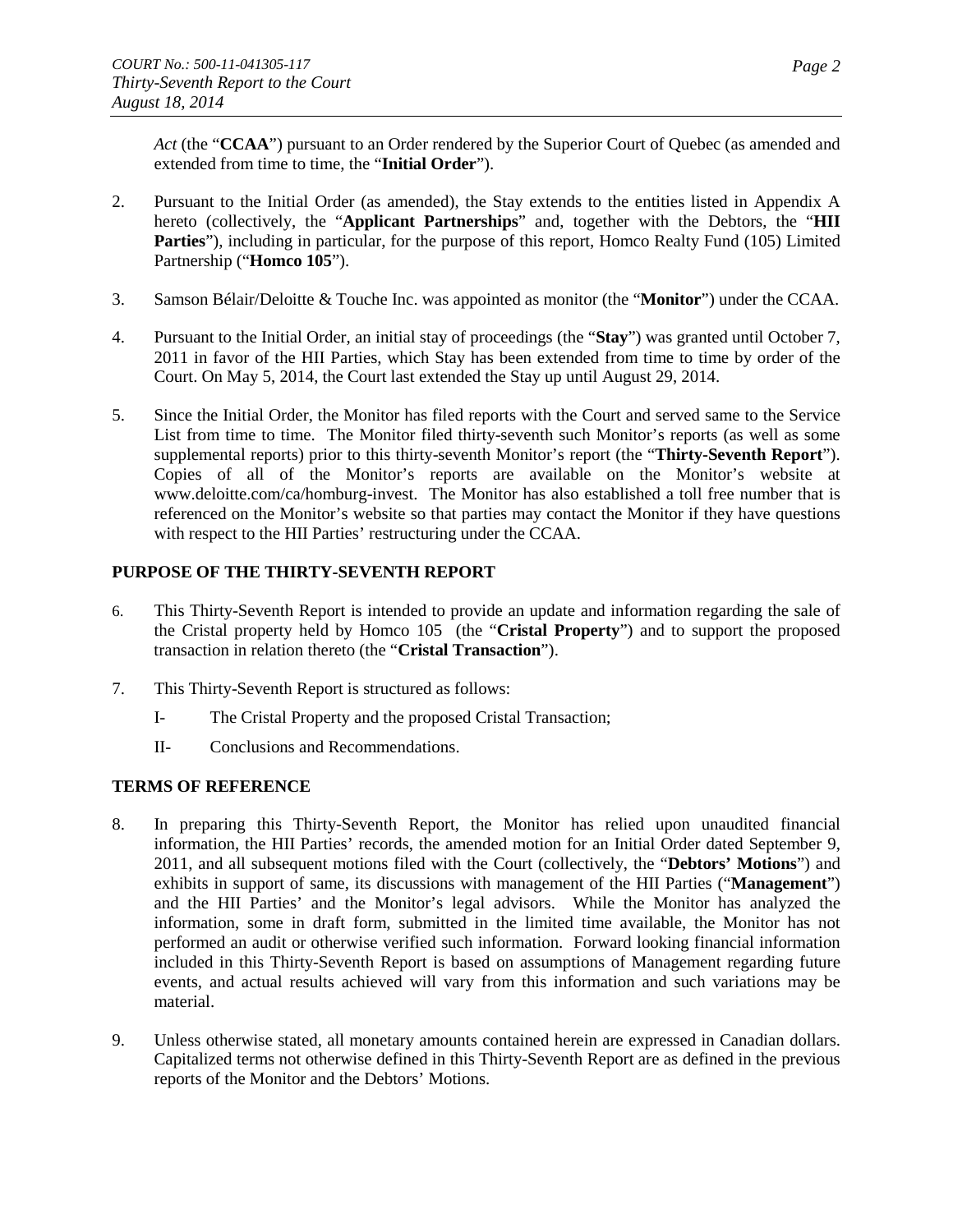*Act* (the "**CCAA**") pursuant to an Order rendered by the Superior Court of Quebec (as amended and extended from time to time, the "**Initial Order**").

2. Pursuant to the Initial Order (as amended), the Stay extends to the entities listed in Appendix A hereto (collectively, the "**Applicant Partnerships**" and, together with the Debtors, the "**HII Parties**"), including in particular, for the purpose of this report, Homco Realty Fund (105) Limited Partnership ("**Homco 105**").

3. Samson Bélair/Deloitte & Touche Inc. was appointed as monitor (the "**Monitor**") under the CCAA.

4. Pursuant to the Initial Order, an initial stay of proceedings (the "**Stay**") was granted until October 7, 2011 in favor of the HII Parties, which Stay has been extended from time to time by order of the Court. On May 5, 2014, the Court last extended the Stay up until August 29, 2014.

5. Since the Initial Order, the Monitor has filed reports with the Court and served same to the Service List from time to time. The Monitor filed thirty-seventh such Monitor's reports (as well as some supplemental reports) prior to this thirty-seventh Monitor's report (the "**Thirty-Seventh Report**"). Copies of all of the Monitor's reports are available on the Monitor's website at www.deloitte.com/ca/homburg-invest. The Monitor has also established a toll free number that is referenced on the Monitor's website so that parties may contact the Monitor if they have questions with respect to the HII Parties' restructuring under the CCAA.

## PURPOSE OF THE THIRTY-SEVENTH REPORT

6. This Thirty-Seventh Report is intended to provide an update and information regarding the sale of the Cristal property held by Homco 105 (the "**Cristal Property**") and to support the proposed transaction in relation thereto (the "**Cristal Transaction**").

7. This Thirty-Seventh Report is structured as follows:

   I- The Cristal Property and the proposed Cristal Transaction;

   II- Conclusions and Recommendations.

## TERMS OF REFERENCE

8. In preparing this Thirty-Seventh Report, the Monitor has relied upon unaudited financial information, the HII Parties' records, the amended motion for an Initial Order dated September 9, 2011, and all subsequent motions filed with the Court (collectively, the "**Debtors' Motions**") and exhibits in support of same, its discussions with management of the HII Parties ("**Management**") and the HII Parties' and the Monitor's legal advisors. While the Monitor has analyzed the information, some in draft form, submitted in the limited time available, the Monitor has not performed an audit or otherwise verified such information. Forward looking financial information included in this Thirty-Seventh Report is based on assumptions of Management regarding future events, and actual results achieved will vary from this information and such variations may be material.

9. Unless otherwise stated, all monetary amounts contained herein are expressed in Canadian dollars. Capitalized terms not otherwise defined in this Thirty-Seventh Report are as defined in the previous reports of the Monitor and the Debtors' Motions.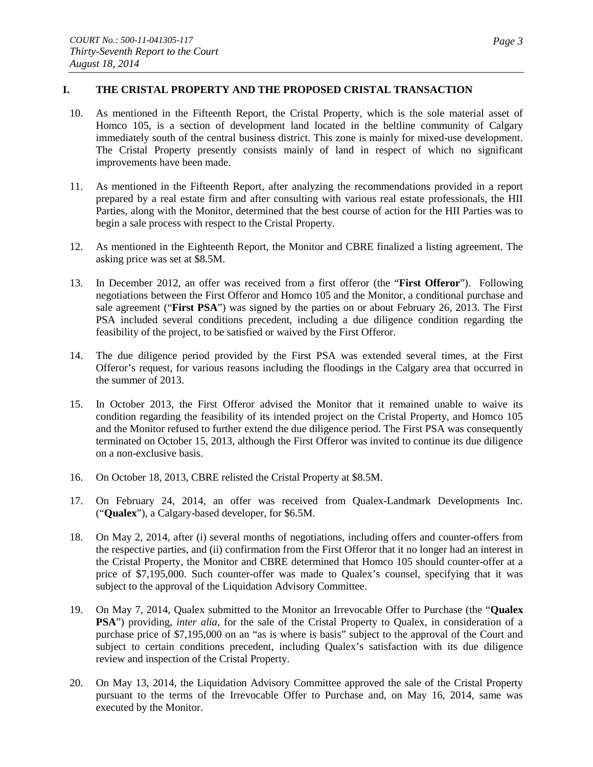## I. THE CRISTAL PROPERTY AND THE PROPOSED CRISTAL TRANSACTION

10. As mentioned in the Fifteenth Report, the Cristal Property, which is the sole material asset of Homco 105, is a section of development land located in the beltline community of Calgary immediately south of the central business district. This zone is mainly for mixed-use development. The Cristal Property presently consists mainly of land in respect of which no significant improvements have been made.

11. As mentioned in the Fifteenth Report, after analyzing the recommendations provided in a report prepared by a real estate firm and after consulting with various real estate professionals, the HII Parties, along with the Monitor, determined that the best course of action for the HII Parties was to begin a sale process with respect to the Cristal Property.

12. As mentioned in the Eighteenth Report, the Monitor and CBRE finalized a listing agreement. The asking price was set at $8.5M.

13. In December 2012, an offer was received from a first offeror (the "**First Offeror**"). Following negotiations between the First Offeror and Homco 105 and the Monitor, a conditional purchase and sale agreement ("**First PSA**") was signed by the parties on or about February 26, 2013. The First PSA included several conditions precedent, including a due diligence condition regarding the feasibility of the project, to be satisfied or waived by the First Offeror.

14. The due diligence period provided by the First PSA was extended several times, at the First Offeror's request, for various reasons including the floodings in the Calgary area that occurred in the summer of 2013.

15. In October 2013, the First Offeror advised the Monitor that it remained unable to waive its condition regarding the feasibility of its intended project on the Cristal Property, and Homco 105 and the Monitor refused to further extend the due diligence period. The First PSA was consequently terminated on October 15, 2013, although the First Offeror was invited to continue its due diligence on a non-exclusive basis.

16. On October 18, 2013, CBRE relisted the Cristal Property at $8.5M.

17. On February 24, 2014, an offer was received from Qualex-Landmark Developments Inc. ("**Qualex**"), a Calgary-based developer, for $6.5M.

18. On May 2, 2014, after (i) several months of negotiations, including offers and counter-offers from the respective parties, and (ii) confirmation from the First Offeror that it no longer had an interest in the Cristal Property, the Monitor and CBRE determined that Homco 105 should counter-offer at a price of $7,195,000. Such counter-offer was made to Qualex's counsel, specifying that it was subject to the approval of the Liquidation Advisory Committee.

19. On May 7, 2014, Qualex submitted to the Monitor an Irrevocable Offer to Purchase (the "**Qualex PSA**") providing, *inter alia*, for the sale of the Cristal Property to Qualex, in consideration of a purchase price of $7,195,000 on an "as is where is basis" subject to the approval of the Court and subject to certain conditions precedent, including Qualex's satisfaction with its due diligence review and inspection of the Cristal Property.

20. On May 13, 2014, the Liquidation Advisory Committee approved the sale of the Cristal Property pursuant to the terms of the Irrevocable Offer to Purchase and, on May 16, 2014, same was executed by the Monitor.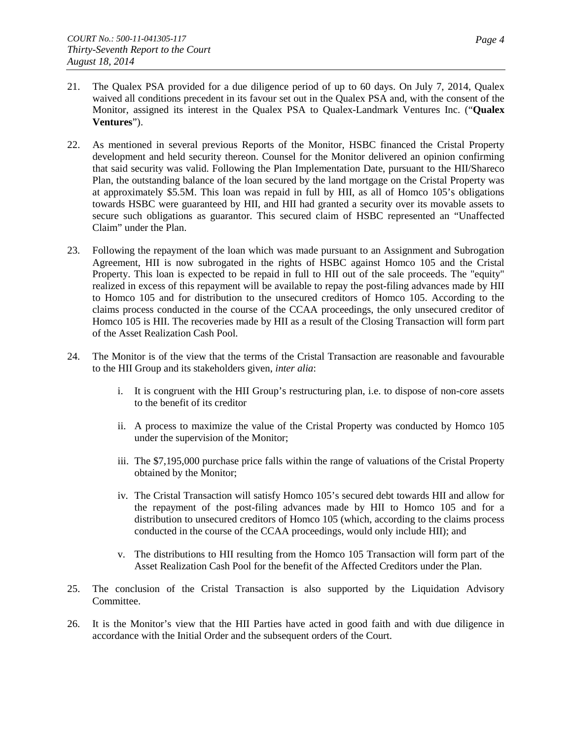21. The Qualex PSA provided for a due diligence period of up to 60 days. On July 7, 2014, Qualex waived all conditions precedent in its favour set out in the Qualex PSA and, with the consent of the Monitor, assigned its interest in the Qualex PSA to Qualex-Landmark Ventures Inc. ("**Qualex Ventures**").

22. As mentioned in several previous Reports of the Monitor, HSBC financed the Cristal Property development and held security thereon. Counsel for the Monitor delivered an opinion confirming that said security was valid. Following the Plan Implementation Date, pursuant to the HII/Shareco Plan, the outstanding balance of the loan secured by the land mortgage on the Cristal Property was at approximately $5.5M. This loan was repaid in full by HII, as all of Homco 105's obligations towards HSBC were guaranteed by HII, and HII had granted a security over its movable assets to secure such obligations as guarantor. This secured claim of HSBC represented an "Unaffected Claim" under the Plan.

23. Following the repayment of the loan which was made pursuant to an Assignment and Subrogation Agreement, HII is now subrogated in the rights of HSBC against Homco 105 and the Cristal Property. This loan is expected to be repaid in full to HII out of the sale proceeds. The "equity" realized in excess of this repayment will be available to repay the post-filing advances made by HII to Homco 105 and for distribution to the unsecured creditors of Homco 105. According to the claims process conducted in the course of the CCAA proceedings, the only unsecured creditor of Homco 105 is HII. The recoveries made by HII as a result of the Closing Transaction will form part of the Asset Realization Cash Pool.

24. The Monitor is of the view that the terms of the Cristal Transaction are reasonable and favourable to the HII Group and its stakeholders given, *inter alia*:

    i. It is congruent with the HII Group's restructuring plan, i.e. to dispose of non-core assets to the benefit of its creditor

    ii. A process to maximize the value of the Cristal Property was conducted by Homco 105 under the supervision of the Monitor;

    iii. The $7,195,000 purchase price falls within the range of valuations of the Cristal Property obtained by the Monitor;

    iv. The Cristal Transaction will satisfy Homco 105's secured debt towards HII and allow for the repayment of the post-filing advances made by HII to Homco 105 and for a distribution to unsecured creditors of Homco 105 (which, according to the claims process conducted in the course of the CCAA proceedings, would only include HII); and

    v. The distributions to HII resulting from the Homco 105 Transaction will form part of the Asset Realization Cash Pool for the benefit of the Affected Creditors under the Plan.

25. The conclusion of the Cristal Transaction is also supported by the Liquidation Advisory Committee.

26. It is the Monitor's view that the HII Parties have acted in good faith and with due diligence in accordance with the Initial Order and the subsequent orders of the Court.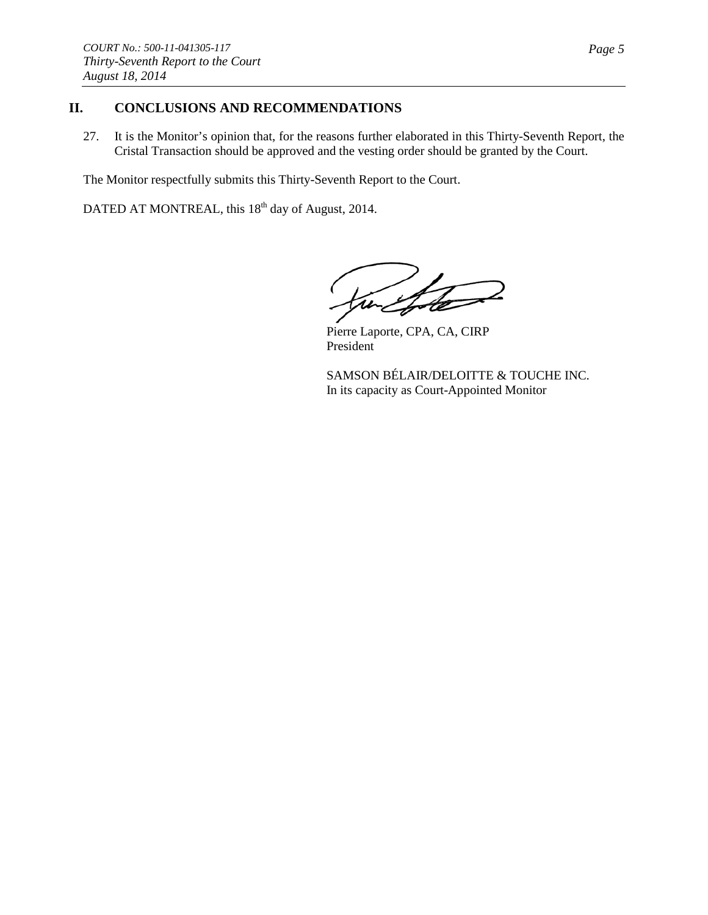## II. CONCLUSIONS AND RECOMMENDATIONS

27. It is the Monitor's opinion that, for the reasons further elaborated in this Thirty-Seventh Report, the Cristal Transaction should be approved and the vesting order should be granted by the Court.

The Monitor respectfully submits this Thirty-Seventh Report to the Court.

DATED AT MONTREAL, this 18th day of August, 2014.

Pierre Laporte, CPA, CA, CIRP
President

SAMSON BÉLAIR/DELOITTE & TOUCHE INC.
In its capacity as Court-Appointed Monitor